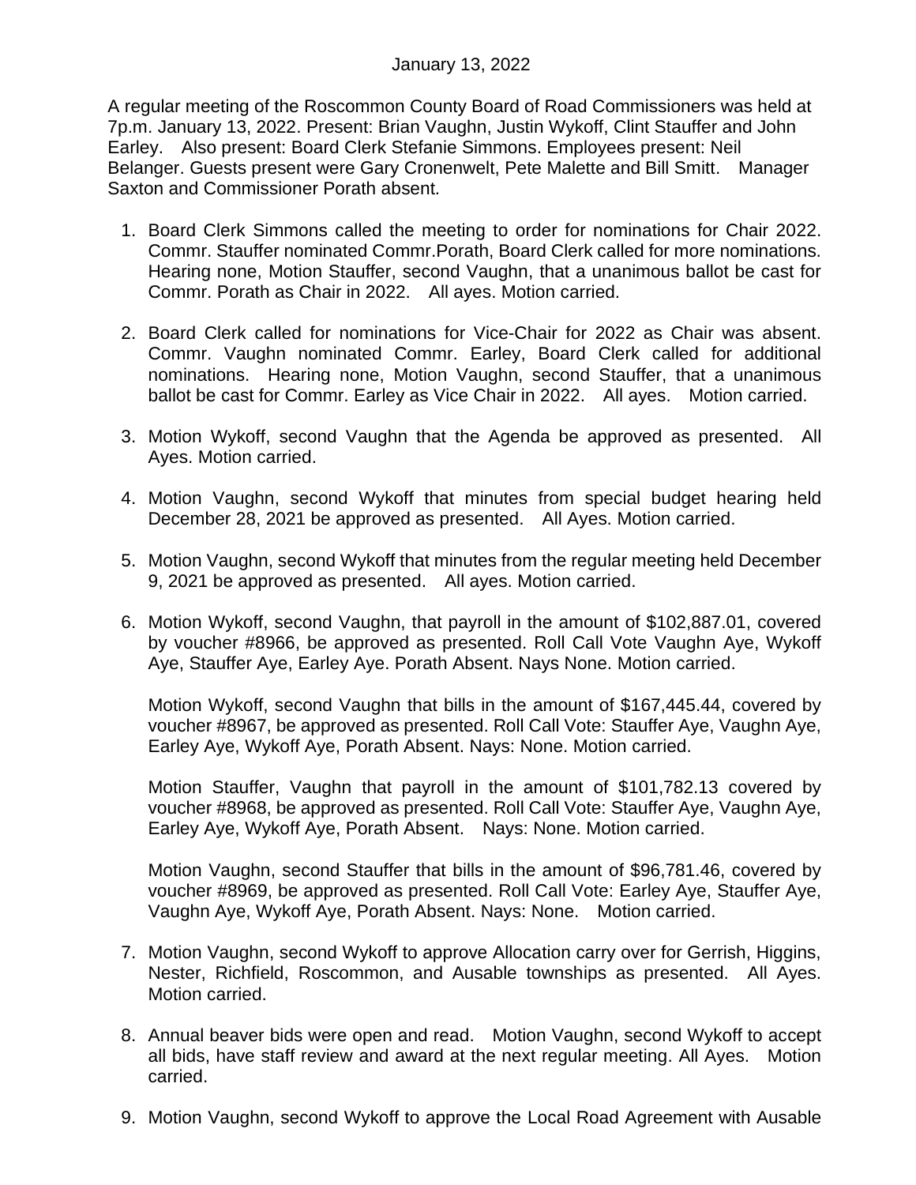January 13, 2022

A regular meeting of the Roscommon County Board of Road Commissioners was held at 7p.m. January 13, 2022. Present: Brian Vaughn, Justin Wykoff, Clint Stauffer and John Earley. Also present: Board Clerk Stefanie Simmons. Employees present: Neil Belanger. Guests present were Gary Cronenwelt, Pete Malette and Bill Smitt. Manager Saxton and Commissioner Porath absent.

1. Board Clerk Simmons called the meeting to order for nominations for Chair 2022. Commr. Stauffer nominated Commr.Porath, Board Clerk called for more nominations. Hearing none, Motion Stauffer, second Vaughn, that a unanimous ballot be cast for Commr. Porath as Chair in 2022. All ayes. Motion carried.

2. Board Clerk called for nominations for Vice-Chair for 2022 as Chair was absent. Commr. Vaughn nominated Commr. Earley, Board Clerk called for additional nominations. Hearing none, Motion Vaughn, second Stauffer, that a unanimous ballot be cast for Commr. Earley as Vice Chair in 2022. All ayes. Motion carried.

3. Motion Wykoff, second Vaughn that the Agenda be approved as presented. All Ayes. Motion carried.

4. Motion Vaughn, second Wykoff that minutes from special budget hearing held December 28, 2021 be approved as presented. All Ayes. Motion carried.

5. Motion Vaughn, second Wykoff that minutes from the regular meeting held December 9, 2021 be approved as presented. All ayes. Motion carried.

6. Motion Wykoff, second Vaughn, that payroll in the amount of $102,887.01, covered by voucher #8966, be approved as presented. Roll Call Vote Vaughn Aye, Wykoff Aye, Stauffer Aye, Earley Aye. Porath Absent. Nays None. Motion carried.

   Motion Wykoff, second Vaughn that bills in the amount of $167,445.44, covered by voucher #8967, be approved as presented. Roll Call Vote: Stauffer Aye, Vaughn Aye, Earley Aye, Wykoff Aye, Porath Absent. Nays: None. Motion carried.

   Motion Stauffer, Vaughn that payroll in the amount of $101,782.13 covered by voucher #8968, be approved as presented. Roll Call Vote: Stauffer Aye, Vaughn Aye, Earley Aye, Wykoff Aye, Porath Absent. Nays: None. Motion carried.

   Motion Vaughn, second Stauffer that bills in the amount of $96,781.46, covered by voucher #8969, be approved as presented. Roll Call Vote: Earley Aye, Stauffer Aye, Vaughn Aye, Wykoff Aye, Porath Absent. Nays: None. Motion carried.

7. Motion Vaughn, second Wykoff to approve Allocation carry over for Gerrish, Higgins, Nester, Richfield, Roscommon, and Ausable townships as presented. All Ayes. Motion carried.

8. Annual beaver bids were open and read. Motion Vaughn, second Wykoff to accept all bids, have staff review and award at the next regular meeting. All Ayes. Motion carried.

9. Motion Vaughn, second Wykoff to approve the Local Road Agreement with Ausable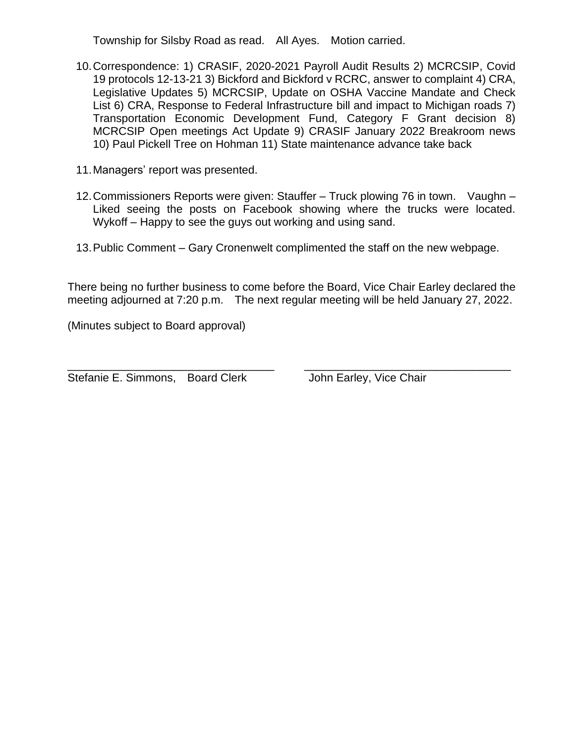Township for Silsby Road as read. All Ayes. Motion carried.

10. Correspondence: 1) CRASIF, 2020-2021 Payroll Audit Results 2) MCRCSIP, Covid 19 protocols 12-13-21 3) Bickford and Bickford v RCRC, answer to complaint 4) CRA, Legislative Updates 5) MCRCSIP, Update on OSHA Vaccine Mandate and Check List 6) CRA, Response to Federal Infrastructure bill and impact to Michigan roads 7) Transportation Economic Development Fund, Category F Grant decision 8) MCRCSIP Open meetings Act Update 9) CRASIF January 2022 Breakroom news 10) Paul Pickell Tree on Hohman 11) State maintenance advance take back

11. Managers' report was presented.

12. Commissioners Reports were given: Stauffer – Truck plowing 76 in town. Vaughn – Liked seeing the posts on Facebook showing where the trucks were located. Wykoff – Happy to see the guys out working and using sand.

13. Public Comment – Gary Cronenwelt complimented the staff on the new webpage.

There being no further business to come before the Board, Vice Chair Earley declared the meeting adjourned at 7:20 p.m. The next regular meeting will be held January 27, 2022.

(Minutes subject to Board approval)

\_\_\_\_\_\_\_\_\_\_\_\_\_\_\_\_\_\_\_\_\_\_\_\_\_\_\_\_\_\_\_\_\_\_ \_\_\_\_\_\_\_\_\_\_\_\_\_\_\_\_\_\_\_\_\_\_\_\_\_\_\_\_\_\_\_\_\_\_

Stefanie E. Simmons, Board Clerk John Earley, Vice Chair